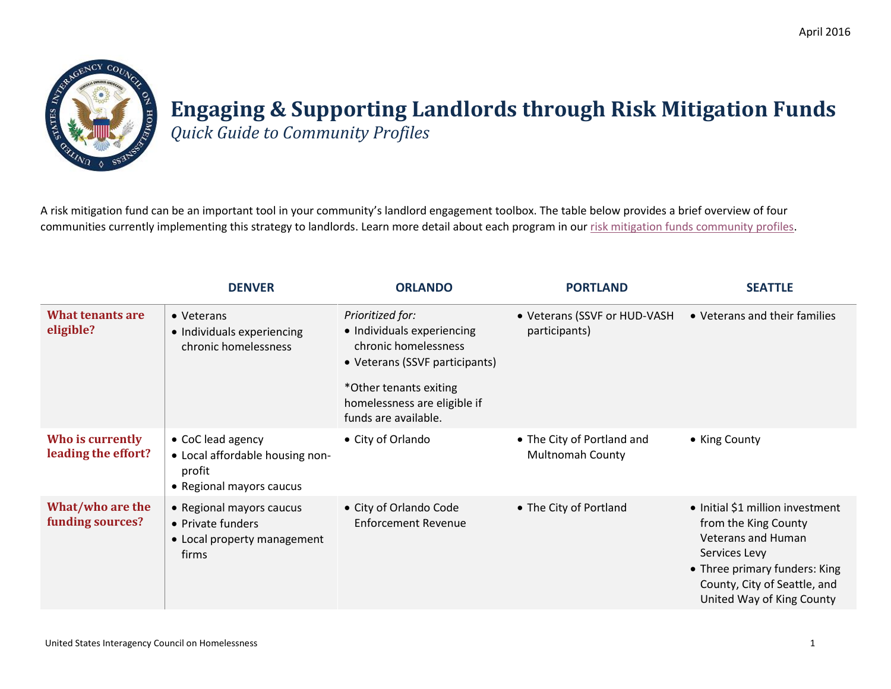April 2016

# Engaging & Supporting Landlords through Risk Mitigation Funds

*Quick Guide to Community Profiles*

A risk mitigation fund can be an important tool in your community's landlord engagement toolbox. The table below provides a brief overview of four communities currently implementing this strategy to landlords. Learn more detail about each program in our risk mitigation funds community profiles.

| | DENVER | ORLANDO | PORTLAND | SEATTLE |
|---|---|---|---|---|
| **What tenants are eligible?** | • Veterans<br>• Individuals experiencing chronic homelessness | *Prioritized for:*<br>• Individuals experiencing chronic homelessness<br>• Veterans (SSVF participants)<br>*Other tenants exiting homelessness are eligible if funds are available. | • Veterans (SSVF or HUD-VASH participants) | • Veterans and their families |
| **Who is currently leading the effort?** | • CoC lead agency<br>• Local affordable housing non-profit<br>• Regional mayors caucus | • City of Orlando | • The City of Portland and Multnomah County | • King County |
| **What/who are the funding sources?** | • Regional mayors caucus<br>• Private funders<br>• Local property management firms | • City of Orlando Code Enforcement Revenue | • The City of Portland | • Initial $1 million investment from the King County Veterans and Human Services Levy<br>• Three primary funders: King County, City of Seattle, and United Way of King County |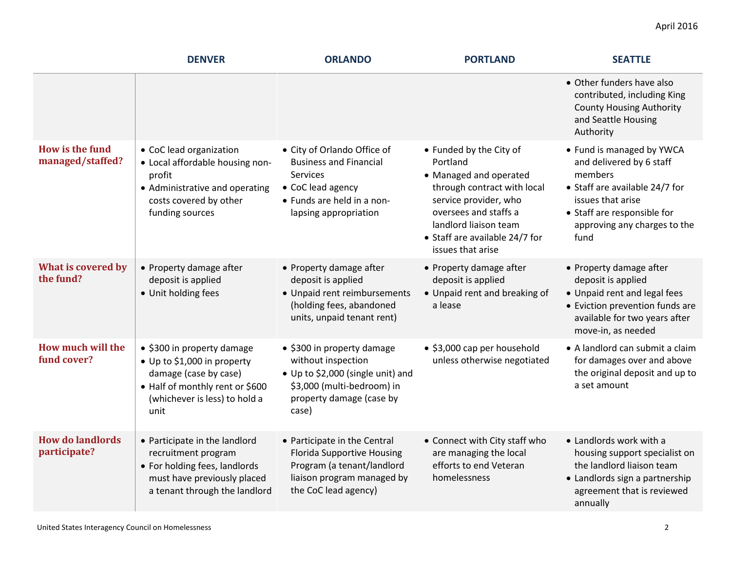| | DENVER | ORLANDO | PORTLAND | SEATTLE |
|---|---|---|---|---|
| | | | | • Other funders have also contributed, including King County Housing Authority and Seattle Housing Authority |
| **How is the fund managed/staffed?** | • CoC lead organization<br>• Local affordable housing non-profit<br>• Administrative and operating costs covered by other funding sources | • City of Orlando Office of Business and Financial Services<br>• CoC lead agency<br>• Funds are held in a non-lapsing appropriation | • Funded by the City of Portland<br>• Managed and operated through contract with local service provider, who oversees and staffs a landlord liaison team<br>• Staff are available 24/7 for issues that arise | • Fund is managed by YWCA and delivered by 6 staff members<br>• Staff are available 24/7 for issues that arise<br>• Staff are responsible for approving any charges to the fund |
| **What is covered by the fund?** | • Property damage after deposit is applied<br>• Unit holding fees | • Property damage after deposit is applied<br>• Unpaid rent reimbursements (holding fees, abandoned units, unpaid tenant rent) | • Property damage after deposit is applied<br>• Unpaid rent and breaking of a lease | • Property damage after deposit is applied<br>• Unpaid rent and legal fees<br>• Eviction prevention funds are available for two years after move-in, as needed |
| **How much will the fund cover?** | • $300 in property damage<br>• Up to $1,000 in property damage (case by case)<br>• Half of monthly rent or $600 (whichever is less) to hold a unit | • $300 in property damage without inspection<br>• Up to $2,000 (single unit) and $3,000 (multi-bedroom) in property damage (case by case) | • $3,000 cap per household unless otherwise negotiated | • A landlord can submit a claim for damages over and above the original deposit and up to a set amount |
| **How do landlords participate?** | • Participate in the landlord recruitment program<br>• For holding fees, landlords must have previously placed a tenant through the landlord | • Participate in the Central Florida Supportive Housing Program (a tenant/landlord liaison program managed by the CoC lead agency) | • Connect with City staff who are managing the local efforts to end Veteran homelessness | • Landlords work with a housing support specialist on the landlord liaison team<br>• Landlords sign a partnership agreement that is reviewed annually |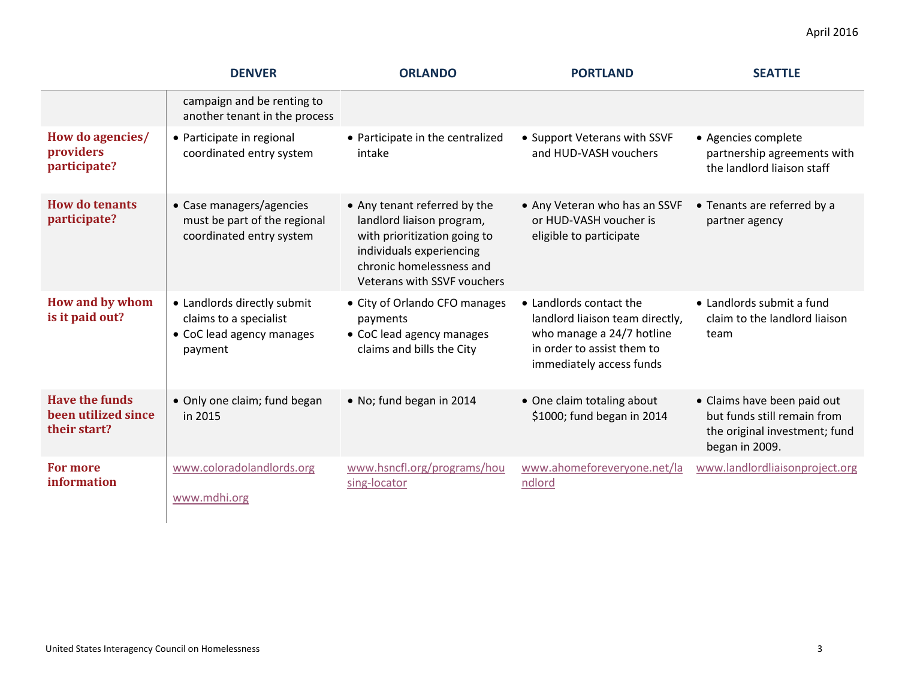| | DENVER | ORLANDO | PORTLAND | SEATTLE |
|---|---|---|---|---|
| | campaign and be renting to another tenant in the process | | | |
| **How do agencies/ providers participate?** | • Participate in regional coordinated entry system | • Participate in the centralized intake | • Support Veterans with SSVF and HUD-VASH vouchers | • Agencies complete partnership agreements with the landlord liaison staff |
| **How do tenants participate?** | • Case managers/agencies must be part of the regional coordinated entry system | • Any tenant referred by the landlord liaison program, with prioritization going to individuals experiencing chronic homelessness and Veterans with SSVF vouchers | • Any Veteran who has an SSVF or HUD-VASH voucher is eligible to participate | • Tenants are referred by a partner agency |
| **How and by whom is it paid out?** | • Landlords directly submit claims to a specialist<br>• CoC lead agency manages payment | • City of Orlando CFO manages payments<br>• CoC lead agency manages claims and bills the City | • Landlords contact the landlord liaison team directly, who manage a 24/7 hotline in order to assist them to immediately access funds | • Landlords submit a fund claim to the landlord liaison team |
| **Have the funds been utilized since their start?** | • Only one claim; fund began in 2015 | • No; fund began in 2014 | • One claim totaling about $1000; fund began in 2014 | • Claims have been paid out but funds still remain from the original investment; fund began in 2009. |
| **For more information** | www.coloradolandlords.org<br><br>www.mdhi.org | www.hsncfl.org/programs/housing-locator | www.ahomeforeveryone.net/landlord | www.landlordliaisonproject.org |